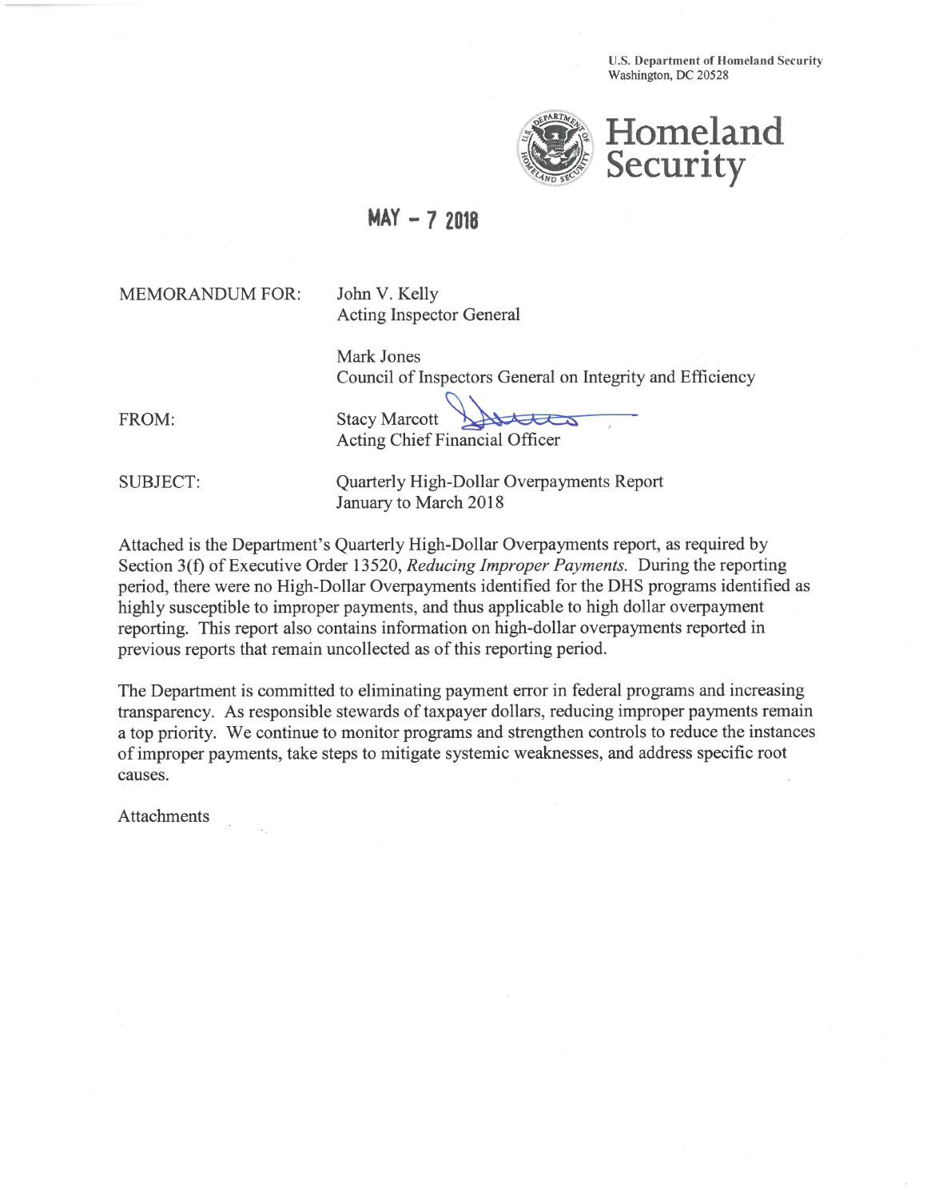U.S. Department of Homeland Security
Washington, DC 20528

**Homeland Security**

MAY - 7 2018

| | |
|---|---|
| MEMORANDUM FOR: | John V. Kelly<br>Acting Inspector General |
| | Mark Jones<br>Council of Inspectors General on Integrity and Efficiency |
| FROM: | Stacy Marcott<br>Acting Chief Financial Officer |
| SUBJECT: | Quarterly High-Dollar Overpayments Report<br>January to March 2018 |

Attached is the Department's Quarterly High-Dollar Overpayments report, as required by Section 3(f) of Executive Order 13520, *Reducing Improper Payments.* During the reporting period, there were no High-Dollar Overpayments identified for the DHS programs identified as highly susceptible to improper payments, and thus applicable to high dollar overpayment reporting. This report also contains information on high-dollar overpayments reported in previous reports that remain uncollected as of this reporting period.

The Department is committed to eliminating payment error in federal programs and increasing transparency. As responsible stewards of taxpayer dollars, reducing improper payments remain a top priority. We continue to monitor programs and strengthen controls to reduce the instances of improper payments, take steps to mitigate systemic weaknesses, and address specific root causes.

Attachments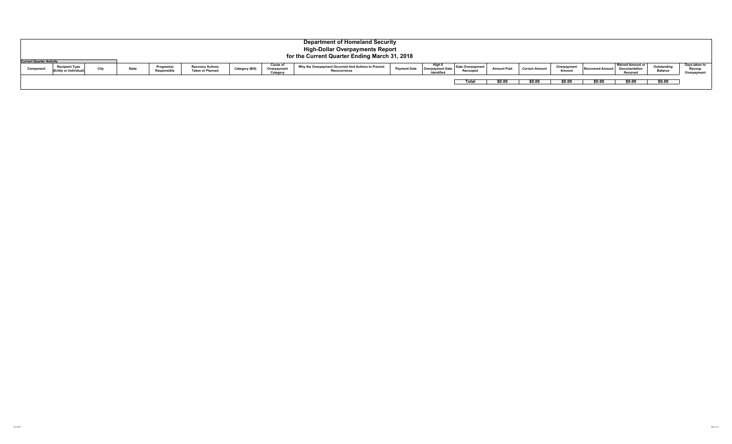# Department of Homeland Security
## High-Dollar Overpayments Report
### for the Current Quarter Ending March 31, 2018

**Current Quarter Activity**

| Component | Recipient Type (Entity or Individual) | City | State | Program(s) Responsible | Recovery Actions Taken or Planned | Category (Bill) | Cause of Overpayment Category | Why the Overpayment Occurred And Actions to Prevent Reoccurrence | Payment Date | High $ Overpayment Date Identified | Date Overpayment Recouped | Amount Paid | Correct Amount | Overpayment Amount | Recovered Amount | Waived Amount or Documentation Received | Outstanding Balance | Days taken to Recoup Overpayment |
|---|---|---|---|---|---|---|---|---|---|---|---|---|---|---|---|---|---|---|
| | | | | | | | | | | | **Total** | **$0.00** | **$0.00** | **$0.00** | **$0.00** | **$0.00** | **$0.00** | |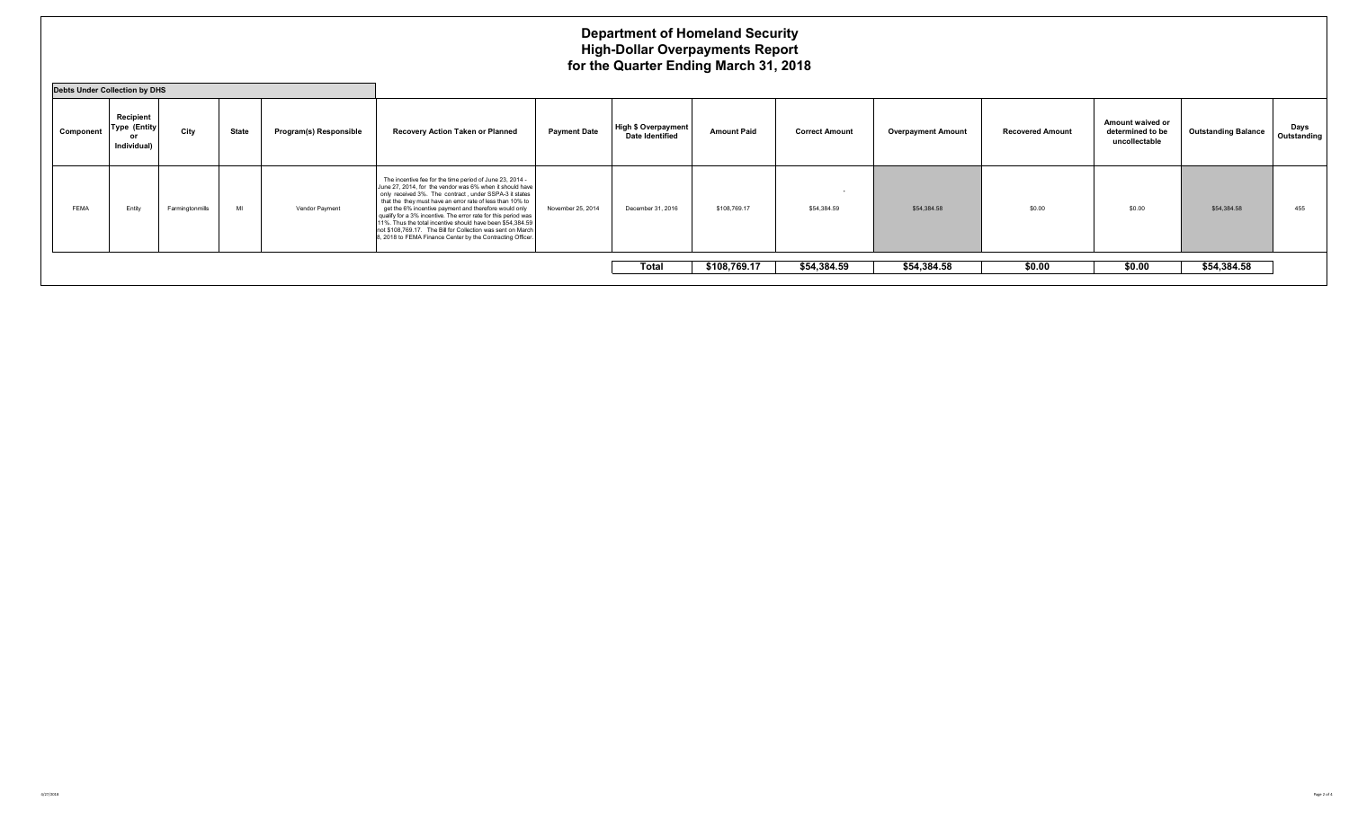# Department of Homeland Security
## High-Dollar Overpayments Report
## for the Quarter Ending March 31, 2018

**Debts Under Collection by DHS**

| Component | Recipient Type (Entity or Individual) | City | State | Program(s) Responsible | Recovery Action Taken or Planned | Payment Date | High $ Overpayment Date Identified | Amount Paid | Correct Amount | Overpayment Amount | Recovered Amount | Amount waived or determined to be uncollectable | Outstanding Balance | Days Outstanding |
|---|---|---|---|---|---|---|---|---|---|---|---|---|---|---|
| FEMA | Entity | Farmingtonmills | MI | Vendor Payment | The incentive fee for the time period of June 23, 2014 - June 27, 2014, for the vendor was 6% when it should have only received 3%. The contract , under SSPA-3 it states that the they must have an error rate of less than 10% to get the 6% incentive payment and therefore would only qualify for a 3% incentive. The error rate for this period was 11%. Thus the total incentive should have been $54,384.59 not $108,769.17. The Bill for Collection was sent on March 8, 2018 to FEMA Finance Center by the Contracting Officer. | November 25, 2014 | December 31, 2016 | $108,769.17 | $54,384.59 | $54,384.58 | $0.00 | $0.00 | $54,384.58 | 455 |
| | | | | | | | **Total** | **$108,769.17** | **$54,384.59** | **$54,384.58** | **$0.00** | **$0.00** | **$54,384.58** | |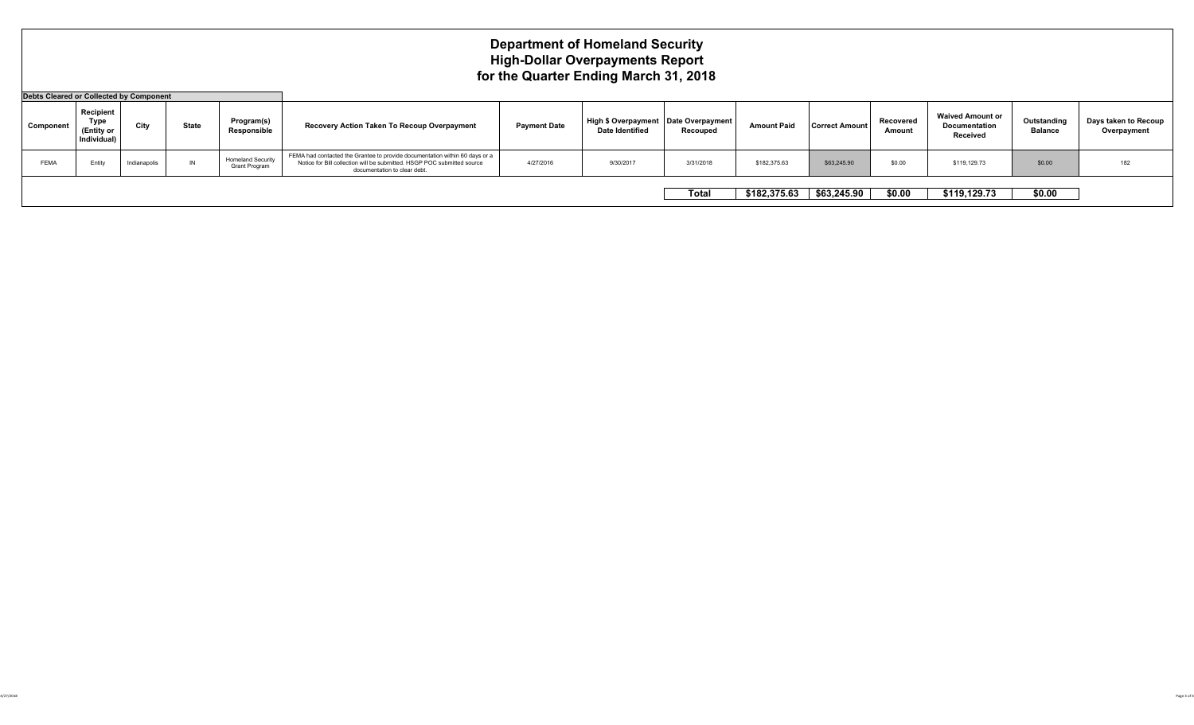# Department of Homeland Security
# High-Dollar Overpayments Report
# for the Quarter Ending March 31, 2018

**Debts Cleared or Collected by Component**

| Component | Recipient Type (Entity or Individual) | City | State | Program(s) Responsible | Recovery Action Taken To Recoup Overpayment | Payment Date | High $ Overpayment Date Identified | Date Overpayment Recouped | Amount Paid | Correct Amount | Recovered Amount | Waived Amount or Documentation Received | Outstanding Balance | Days taken to Recoup Overpayment |
|---|---|---|---|---|---|---|---|---|---|---|---|---|---|---|
| FEMA | Entity | Indianapolis | IN | Homeland Security Grant Program | FEMA had contacted the Grantee to provide documentation within 60 days or a Notice for Bill collection will be submitted. HSGP POC submitted source documentation to clear debt. | 4/27/2016 | 9/30/2017 | 3/31/2018 | $182,375.63 | $63,245.90 | $0.00 | $119,129.73 | $0.00 | 182 |
| | | | | | | | | **Total** | **$182,375.63** | **$63,245.90** | **$0.00** | **$119,129.73** | **$0.00** | |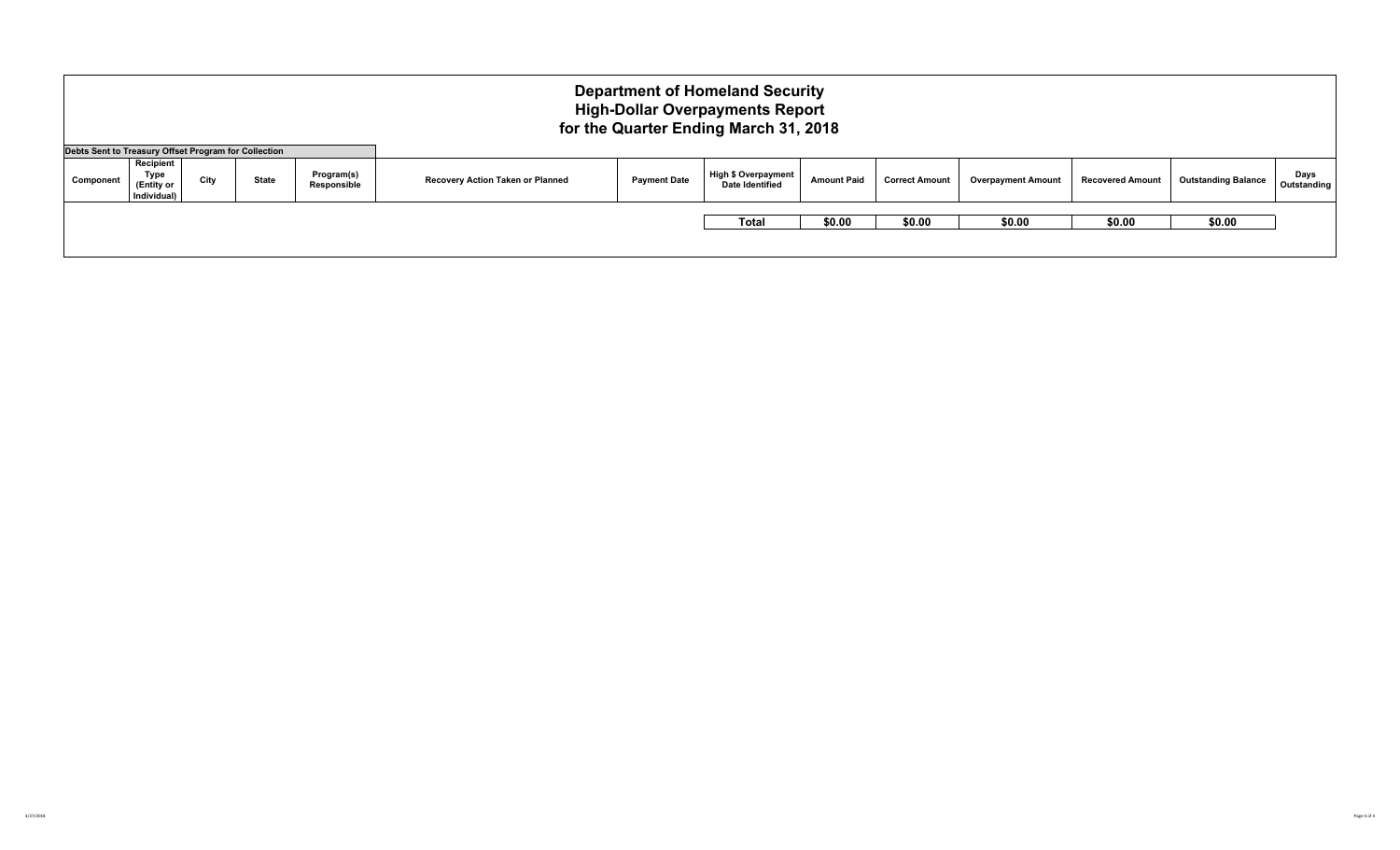# Department of Homeland Security
## High-Dollar Overpayments Report
## for the Quarter Ending March 31, 2018

**Debts Sent to Treasury Offset Program for Collection**

| Component | Recipient Type (Entity or Individual) | City | State | Program(s) Responsible | Recovery Action Taken or Planned | Payment Date | High $ Overpayment Date Identified | Amount Paid | Correct Amount | Overpayment Amount | Recovered Amount | Outstanding Balance | Days Outstanding |
|---|---|---|---|---|---|---|---|---|---|---|---|---|---|
| | | | | | | | **Total** | **$0.00** | **$0.00** | **$0.00** | **$0.00** | **$0.00** | |